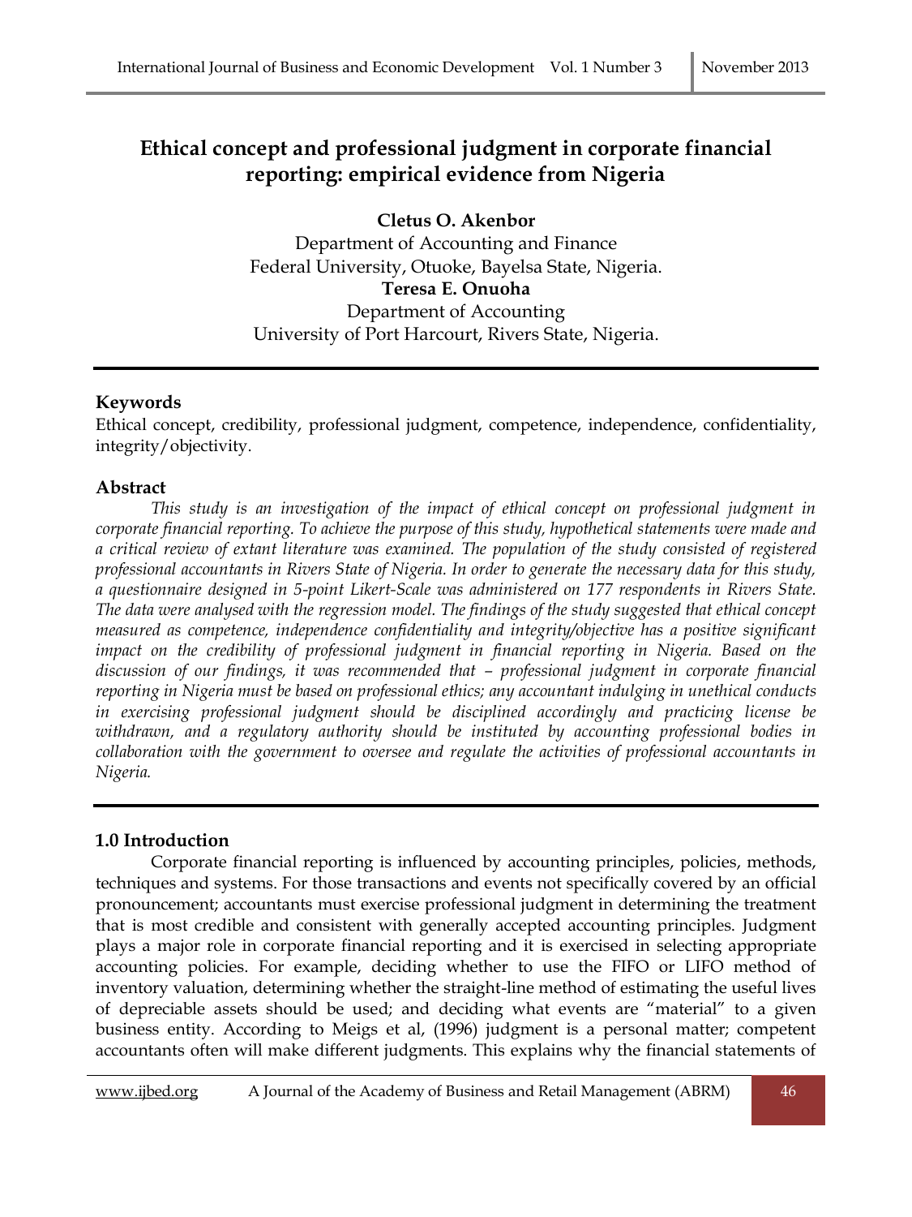# Ethical concept and professional judgment in corporate financial reporting: empirical evidence from Nigeria

**Cletus O. Akenbor**
Department of Accounting and Finance
Federal University, Otuoke, Bayelsa State, Nigeria.

**Teresa E. Onuoha**
Department of Accounting
University of Port Harcourt, Rivers State, Nigeria.

## Keywords

Ethical concept, credibility, professional judgment, competence, independence, confidentiality, integrity/objectivity.

## Abstract

*This study is an investigation of the impact of ethical concept on professional judgment in corporate financial reporting. To achieve the purpose of this study, hypothetical statements were made and a critical review of extant literature was examined. The population of the study consisted of registered professional accountants in Rivers State of Nigeria. In order to generate the necessary data for this study, a questionnaire designed in 5-point Likert-Scale was administered on 177 respondents in Rivers State. The data were analysed with the regression model. The findings of the study suggested that ethical concept measured as competence, independence confidentiality and integrity/objective has a positive significant impact on the credibility of professional judgment in financial reporting in Nigeria. Based on the discussion of our findings, it was recommended that – professional judgment in corporate financial reporting in Nigeria must be based on professional ethics; any accountant indulging in unethical conducts in exercising professional judgment should be disciplined accordingly and practicing license be withdrawn, and a regulatory authority should be instituted by accounting professional bodies in collaboration with the government to oversee and regulate the activities of professional accountants in Nigeria.*

## 1.0 Introduction

Corporate financial reporting is influenced by accounting principles, policies, methods, techniques and systems. For those transactions and events not specifically covered by an official pronouncement; accountants must exercise professional judgment in determining the treatment that is most credible and consistent with generally accepted accounting principles. Judgment plays a major role in corporate financial reporting and it is exercised in selecting appropriate accounting policies. For example, deciding whether to use the FIFO or LIFO method of inventory valuation, determining whether the straight-line method of estimating the useful lives of depreciable assets should be used; and deciding what events are "material" to a given business entity. According to Meigs et al, (1996) judgment is a personal matter; competent accountants often will make different judgments. This explains why the financial statements of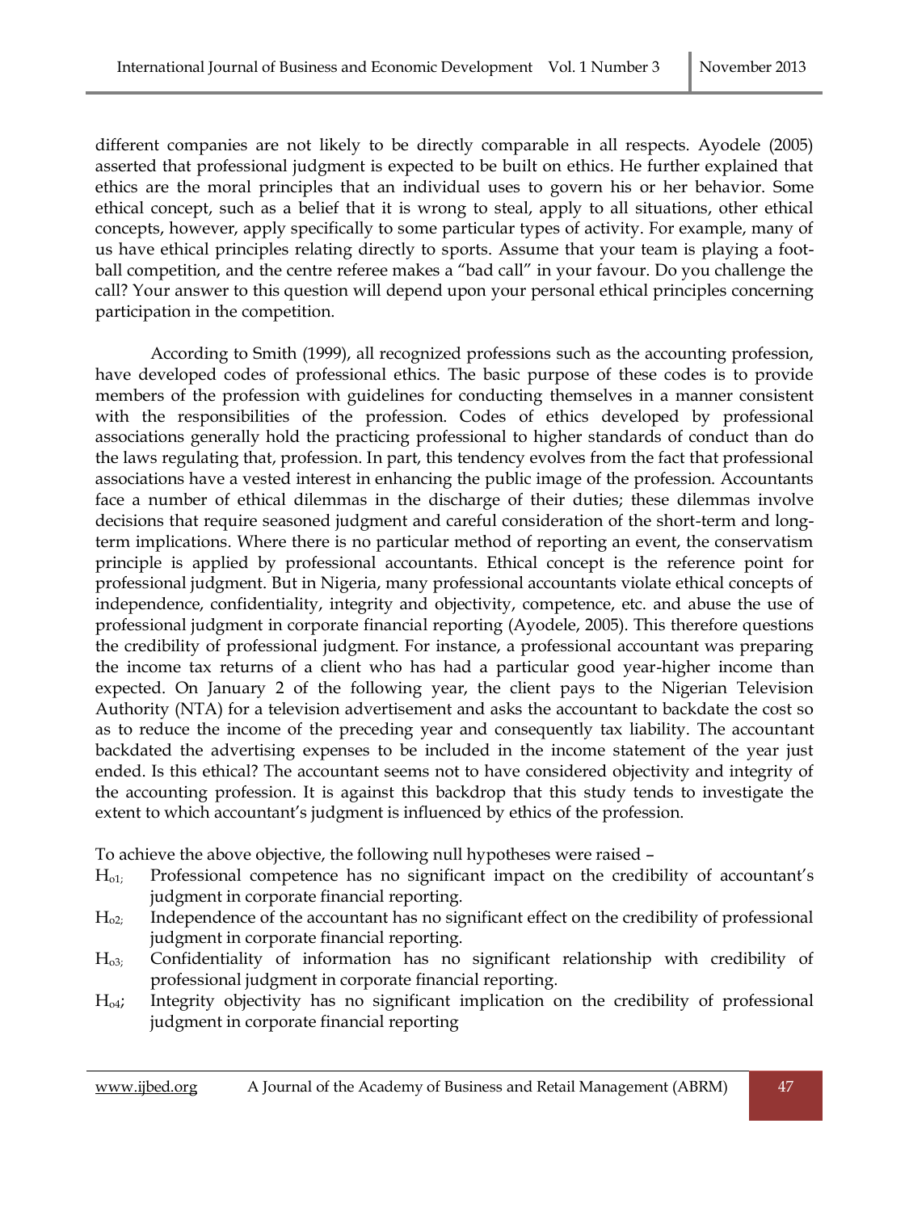different companies are not likely to be directly comparable in all respects. Ayodele (2005) asserted that professional judgment is expected to be built on ethics. He further explained that ethics are the moral principles that an individual uses to govern his or her behavior. Some ethical concept, such as a belief that it is wrong to steal, apply to all situations, other ethical concepts, however, apply specifically to some particular types of activity. For example, many of us have ethical principles relating directly to sports. Assume that your team is playing a football competition, and the centre referee makes a "bad call" in your favour. Do you challenge the call? Your answer to this question will depend upon your personal ethical principles concerning participation in the competition.

According to Smith (1999), all recognized professions such as the accounting profession, have developed codes of professional ethics. The basic purpose of these codes is to provide members of the profession with guidelines for conducting themselves in a manner consistent with the responsibilities of the profession. Codes of ethics developed by professional associations generally hold the practicing professional to higher standards of conduct than do the laws regulating that, profession. In part, this tendency evolves from the fact that professional associations have a vested interest in enhancing the public image of the profession. Accountants face a number of ethical dilemmas in the discharge of their duties; these dilemmas involve decisions that require seasoned judgment and careful consideration of the short-term and long-term implications. Where there is no particular method of reporting an event, the conservatism principle is applied by professional accountants. Ethical concept is the reference point for professional judgment. But in Nigeria, many professional accountants violate ethical concepts of independence, confidentiality, integrity and objectivity, competence, etc. and abuse the use of professional judgment in corporate financial reporting (Ayodele, 2005). This therefore questions the credibility of professional judgment. For instance, a professional accountant was preparing the income tax returns of a client who has had a particular good year-higher income than expected. On January 2 of the following year, the client pays to the Nigerian Television Authority (NTA) for a television advertisement and asks the accountant to backdate the cost so as to reduce the income of the preceding year and consequently tax liability. The accountant backdated the advertising expenses to be included in the income statement of the year just ended. Is this ethical? The accountant seems not to have considered objectivity and integrity of the accounting profession. It is against this backdrop that this study tends to investigate the extent to which accountant's judgment is influenced by ethics of the profession.

To achieve the above objective, the following null hypotheses were raised –

- $H_{o1;}$ Professional competence has no significant impact on the credibility of accountant's judgment in corporate financial reporting.
- $H_{o2;}$ Independence of the accountant has no significant effect on the credibility of professional judgment in corporate financial reporting.
- $H_{o3;}$ Confidentiality of information has no significant relationship with credibility of professional judgment in corporate financial reporting.
- $H_{o4}$; Integrity objectivity has no significant implication on the credibility of professional judgment in corporate financial reporting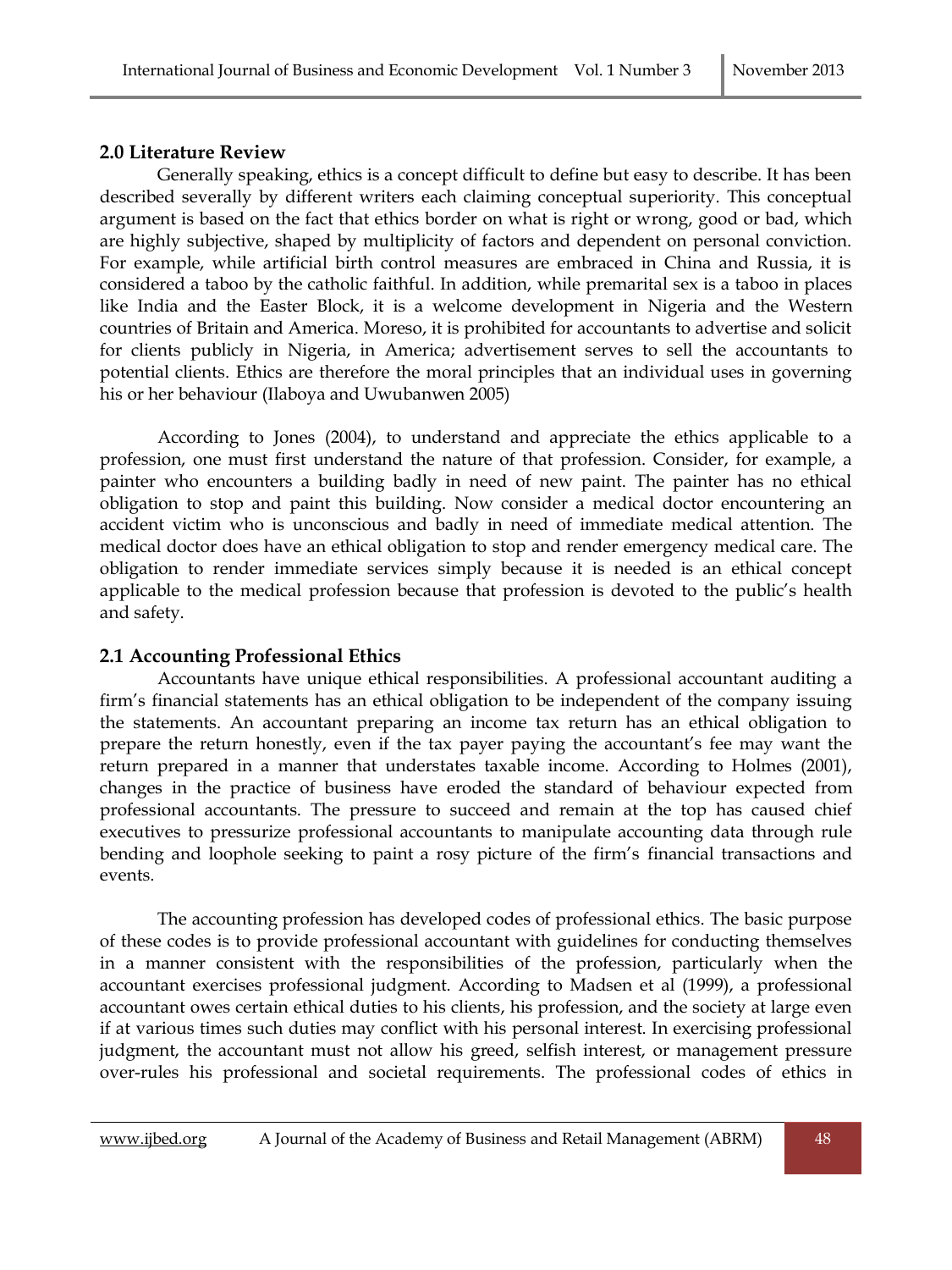## 2.0 Literature Review

Generally speaking, ethics is a concept difficult to define but easy to describe. It has been described severally by different writers each claiming conceptual superiority. This conceptual argument is based on the fact that ethics border on what is right or wrong, good or bad, which are highly subjective, shaped by multiplicity of factors and dependent on personal conviction. For example, while artificial birth control measures are embraced in China and Russia, it is considered a taboo by the catholic faithful. In addition, while premarital sex is a taboo in places like India and the Easter Block, it is a welcome development in Nigeria and the Western countries of Britain and America. Moreso, it is prohibited for accountants to advertise and solicit for clients publicly in Nigeria, in America; advertisement serves to sell the accountants to potential clients. Ethics are therefore the moral principles that an individual uses in governing his or her behaviour (Ilaboya and Uwubanwen 2005)

According to Jones (2004), to understand and appreciate the ethics applicable to a profession, one must first understand the nature of that profession. Consider, for example, a painter who encounters a building badly in need of new paint. The painter has no ethical obligation to stop and paint this building. Now consider a medical doctor encountering an accident victim who is unconscious and badly in need of immediate medical attention. The medical doctor does have an ethical obligation to stop and render emergency medical care. The obligation to render immediate services simply because it is needed is an ethical concept applicable to the medical profession because that profession is devoted to the public's health and safety.

## 2.1 Accounting Professional Ethics

Accountants have unique ethical responsibilities. A professional accountant auditing a firm's financial statements has an ethical obligation to be independent of the company issuing the statements. An accountant preparing an income tax return has an ethical obligation to prepare the return honestly, even if the tax payer paying the accountant's fee may want the return prepared in a manner that understates taxable income. According to Holmes (2001), changes in the practice of business have eroded the standard of behaviour expected from professional accountants. The pressure to succeed and remain at the top has caused chief executives to pressurize professional accountants to manipulate accounting data through rule bending and loophole seeking to paint a rosy picture of the firm's financial transactions and events.

The accounting profession has developed codes of professional ethics. The basic purpose of these codes is to provide professional accountant with guidelines for conducting themselves in a manner consistent with the responsibilities of the profession, particularly when the accountant exercises professional judgment. According to Madsen et al (1999), a professional accountant owes certain ethical duties to his clients, his profession, and the society at large even if at various times such duties may conflict with his personal interest. In exercising professional judgment, the accountant must not allow his greed, selfish interest, or management pressure over-rules his professional and societal requirements. The professional codes of ethics in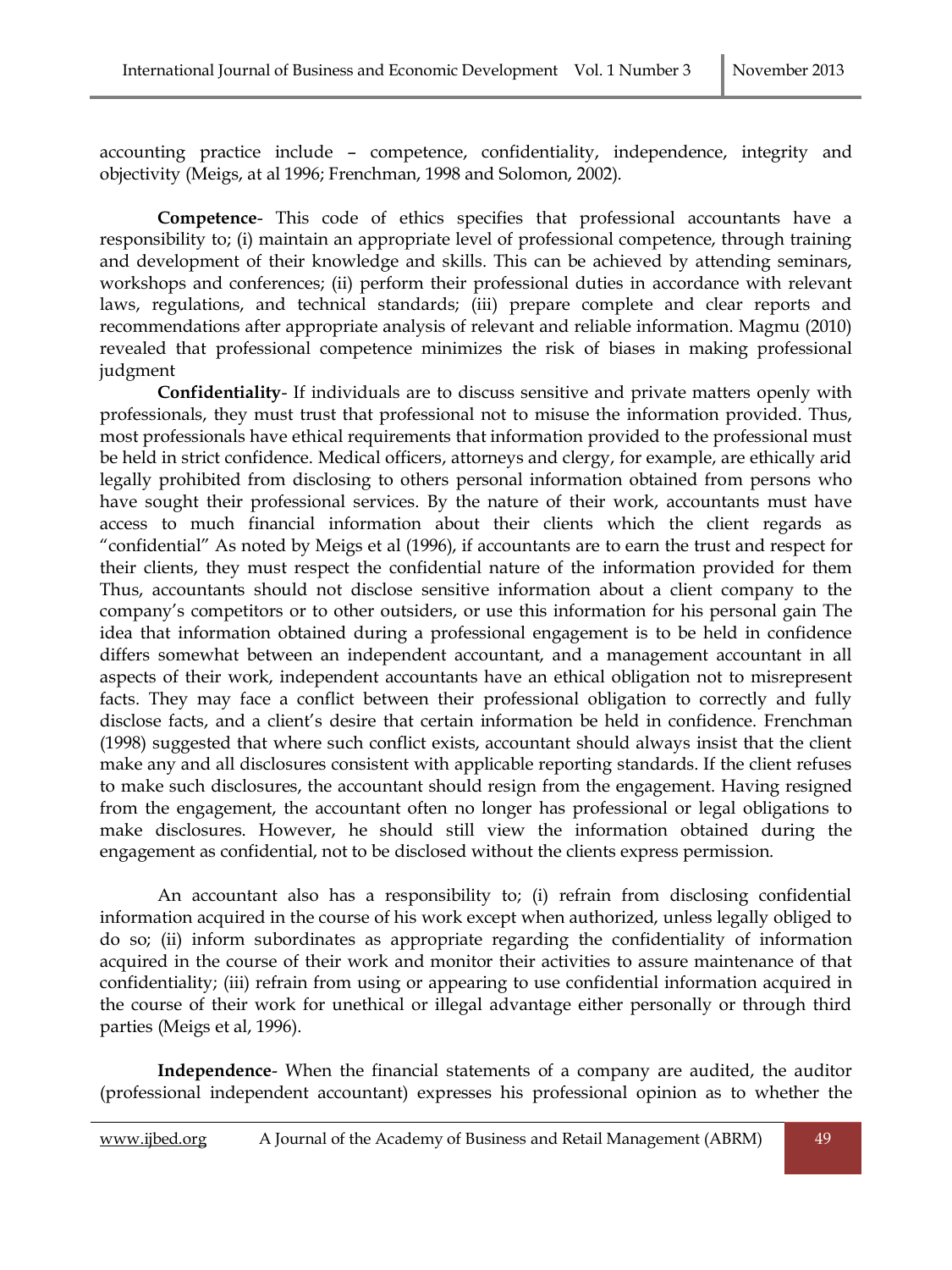accounting practice include – competence, confidentiality, independence, integrity and objectivity (Meigs, at al 1996; Frenchman, 1998 and Solomon, 2002).

**Competence**- This code of ethics specifies that professional accountants have a responsibility to; (i) maintain an appropriate level of professional competence, through training and development of their knowledge and skills. This can be achieved by attending seminars, workshops and conferences; (ii) perform their professional duties in accordance with relevant laws, regulations, and technical standards; (iii) prepare complete and clear reports and recommendations after appropriate analysis of relevant and reliable information. Magmu (2010) revealed that professional competence minimizes the risk of biases in making professional judgment

**Confidentiality**- If individuals are to discuss sensitive and private matters openly with professionals, they must trust that professional not to misuse the information provided. Thus, most professionals have ethical requirements that information provided to the professional must be held in strict confidence. Medical officers, attorneys and clergy, for example, are ethically arid legally prohibited from disclosing to others personal information obtained from persons who have sought their professional services. By the nature of their work, accountants must have access to much financial information about their clients which the client regards as "confidential" As noted by Meigs et al (1996), if accountants are to earn the trust and respect for their clients, they must respect the confidential nature of the information provided for them Thus, accountants should not disclose sensitive information about a client company to the company's competitors or to other outsiders, or use this information for his personal gain The idea that information obtained during a professional engagement is to be held in confidence differs somewhat between an independent accountant, and a management accountant in all aspects of their work, independent accountants have an ethical obligation not to misrepresent facts. They may face a conflict between their professional obligation to correctly and fully disclose facts, and a client's desire that certain information be held in confidence. Frenchman (1998) suggested that where such conflict exists, accountant should always insist that the client make any and all disclosures consistent with applicable reporting standards. If the client refuses to make such disclosures, the accountant should resign from the engagement. Having resigned from the engagement, the accountant often no longer has professional or legal obligations to make disclosures. However, he should still view the information obtained during the engagement as confidential, not to be disclosed without the clients express permission.

An accountant also has a responsibility to; (i) refrain from disclosing confidential information acquired in the course of his work except when authorized, unless legally obliged to do so; (ii) inform subordinates as appropriate regarding the confidentiality of information acquired in the course of their work and monitor their activities to assure maintenance of that confidentiality; (iii) refrain from using or appearing to use confidential information acquired in the course of their work for unethical or illegal advantage either personally or through third parties (Meigs et al, 1996).

**Independence**- When the financial statements of a company are audited, the auditor (professional independent accountant) expresses his professional opinion as to whether the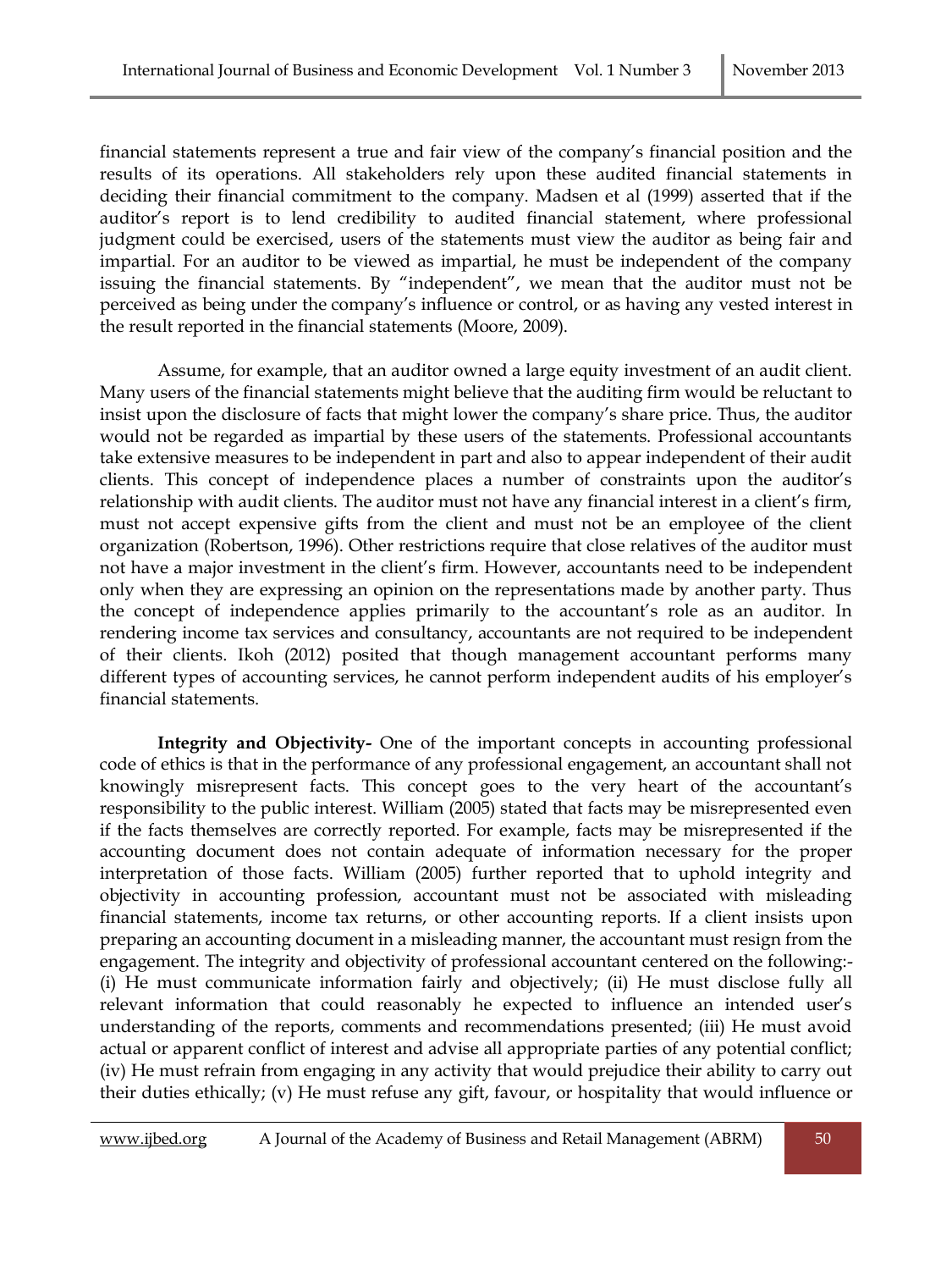financial statements represent a true and fair view of the company's financial position and the results of its operations. All stakeholders rely upon these audited financial statements in deciding their financial commitment to the company. Madsen et al (1999) asserted that if the auditor's report is to lend credibility to audited financial statement, where professional judgment could be exercised, users of the statements must view the auditor as being fair and impartial. For an auditor to be viewed as impartial, he must be independent of the company issuing the financial statements. By "independent", we mean that the auditor must not be perceived as being under the company's influence or control, or as having any vested interest in the result reported in the financial statements (Moore, 2009).

Assume, for example, that an auditor owned a large equity investment of an audit client. Many users of the financial statements might believe that the auditing firm would be reluctant to insist upon the disclosure of facts that might lower the company's share price. Thus, the auditor would not be regarded as impartial by these users of the statements. Professional accountants take extensive measures to be independent in part and also to appear independent of their audit clients. This concept of independence places a number of constraints upon the auditor's relationship with audit clients. The auditor must not have any financial interest in a client's firm, must not accept expensive gifts from the client and must not be an employee of the client organization (Robertson, 1996). Other restrictions require that close relatives of the auditor must not have a major investment in the client's firm. However, accountants need to be independent only when they are expressing an opinion on the representations made by another party. Thus the concept of independence applies primarily to the accountant's role as an auditor. In rendering income tax services and consultancy, accountants are not required to be independent of their clients. Ikoh (2012) posited that though management accountant performs many different types of accounting services, he cannot perform independent audits of his employer's financial statements.

**Integrity and Objectivity-** One of the important concepts in accounting professional code of ethics is that in the performance of any professional engagement, an accountant shall not knowingly misrepresent facts. This concept goes to the very heart of the accountant's responsibility to the public interest. William (2005) stated that facts may be misrepresented even if the facts themselves are correctly reported. For example, facts may be misrepresented if the accounting document does not contain adequate of information necessary for the proper interpretation of those facts. William (2005) further reported that to uphold integrity and objectivity in accounting profession, accountant must not be associated with misleading financial statements, income tax returns, or other accounting reports. If a client insists upon preparing an accounting document in a misleading manner, the accountant must resign from the engagement. The integrity and objectivity of professional accountant centered on the following:- (i) He must communicate information fairly and objectively; (ii) He must disclose fully all relevant information that could reasonably he expected to influence an intended user's understanding of the reports, comments and recommendations presented; (iii) He must avoid actual or apparent conflict of interest and advise all appropriate parties of any potential conflict; (iv) He must refrain from engaging in any activity that would prejudice their ability to carry out their duties ethically; (v) He must refuse any gift, favour, or hospitality that would influence or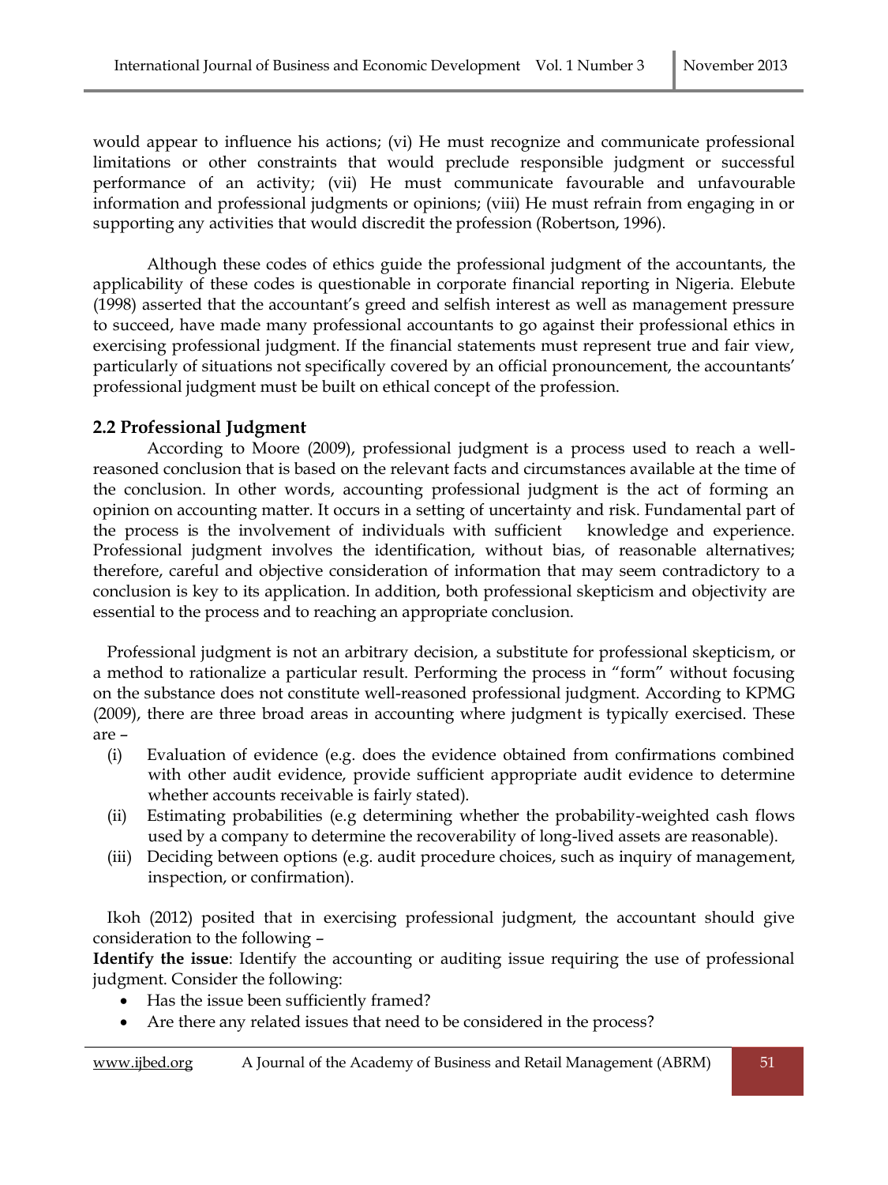would appear to influence his actions; (vi) He must recognize and communicate professional limitations or other constraints that would preclude responsible judgment or successful performance of an activity; (vii) He must communicate favourable and unfavourable information and professional judgments or opinions; (viii) He must refrain from engaging in or supporting any activities that would discredit the profession (Robertson, 1996).

Although these codes of ethics guide the professional judgment of the accountants, the applicability of these codes is questionable in corporate financial reporting in Nigeria. Elebute (1998) asserted that the accountant's greed and selfish interest as well as management pressure to succeed, have made many professional accountants to go against their professional ethics in exercising professional judgment. If the financial statements must represent true and fair view, particularly of situations not specifically covered by an official pronouncement, the accountants' professional judgment must be built on ethical concept of the profession.

### 2.2 Professional Judgment

According to Moore (2009), professional judgment is a process used to reach a well-reasoned conclusion that is based on the relevant facts and circumstances available at the time of the conclusion. In other words, accounting professional judgment is the act of forming an opinion on accounting matter. It occurs in a setting of uncertainty and risk. Fundamental part of the process is the involvement of individuals with sufficient knowledge and experience. Professional judgment involves the identification, without bias, of reasonable alternatives; therefore, careful and objective consideration of information that may seem contradictory to a conclusion is key to its application. In addition, both professional skepticism and objectivity are essential to the process and to reaching an appropriate conclusion.

Professional judgment is not an arbitrary decision, a substitute for professional skepticism, or a method to rationalize a particular result. Performing the process in "form" without focusing on the substance does not constitute well-reasoned professional judgment. According to KPMG (2009), there are three broad areas in accounting where judgment is typically exercised. These are –

(i) Evaluation of evidence (e.g. does the evidence obtained from confirmations combined with other audit evidence, provide sufficient appropriate audit evidence to determine whether accounts receivable is fairly stated).
(ii) Estimating probabilities (e.g determining whether the probability-weighted cash flows used by a company to determine the recoverability of long-lived assets are reasonable).
(iii) Deciding between options (e.g. audit procedure choices, such as inquiry of management, inspection, or confirmation).

Ikoh (2012) posited that in exercising professional judgment, the accountant should give consideration to the following –

**Identify the issue**: Identify the accounting or auditing issue requiring the use of professional judgment. Consider the following:

- Has the issue been sufficiently framed?
- Are there any related issues that need to be considered in the process?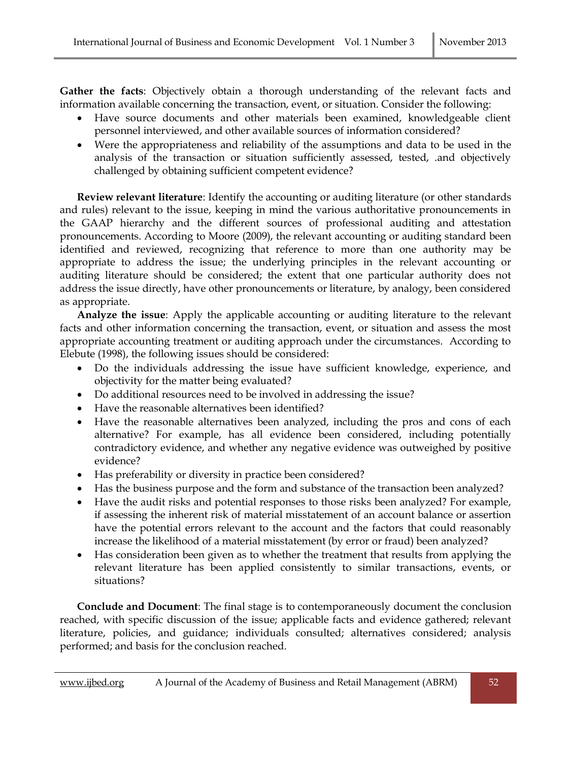**Gather the facts**: Objectively obtain a thorough understanding of the relevant facts and information available concerning the transaction, event, or situation. Consider the following:

- Have source documents and other materials been examined, knowledgeable client personnel interviewed, and other available sources of information considered?
- Were the appropriateness and reliability of the assumptions and data to be used in the analysis of the transaction or situation sufficiently assessed, tested, .and objectively challenged by obtaining sufficient competent evidence?

**Review relevant literature**: Identify the accounting or auditing literature (or other standards and rules) relevant to the issue, keeping in mind the various authoritative pronouncements in the GAAP hierarchy and the different sources of professional auditing and attestation pronouncements. According to Moore (2009), the relevant accounting or auditing standard been identified and reviewed, recognizing that reference to more than one authority may be appropriate to address the issue; the underlying principles in the relevant accounting or auditing literature should be considered; the extent that one particular authority does not address the issue directly, have other pronouncements or literature, by analogy, been considered as appropriate.

**Analyze the issue**: Apply the applicable accounting or auditing literature to the relevant facts and other information concerning the transaction, event, or situation and assess the most appropriate accounting treatment or auditing approach under the circumstances. According to Elebute (1998), the following issues should be considered:

- Do the individuals addressing the issue have sufficient knowledge, experience, and objectivity for the matter being evaluated?
- Do additional resources need to be involved in addressing the issue?
- Have the reasonable alternatives been identified?
- Have the reasonable alternatives been analyzed, including the pros and cons of each alternative? For example, has all evidence been considered, including potentially contradictory evidence, and whether any negative evidence was outweighed by positive evidence?
- Has preferability or diversity in practice been considered?
- Has the business purpose and the form and substance of the transaction been analyzed?
- Have the audit risks and potential responses to those risks been analyzed? For example, if assessing the inherent risk of material misstatement of an account balance or assertion have the potential errors relevant to the account and the factors that could reasonably increase the likelihood of a material misstatement (by error or fraud) been analyzed?
- Has consideration been given as to whether the treatment that results from applying the relevant literature has been applied consistently to similar transactions, events, or situations?

**Conclude and Document**: The final stage is to contemporaneously document the conclusion reached, with specific discussion of the issue; applicable facts and evidence gathered; relevant literature, policies, and guidance; individuals consulted; alternatives considered; analysis performed; and basis for the conclusion reached.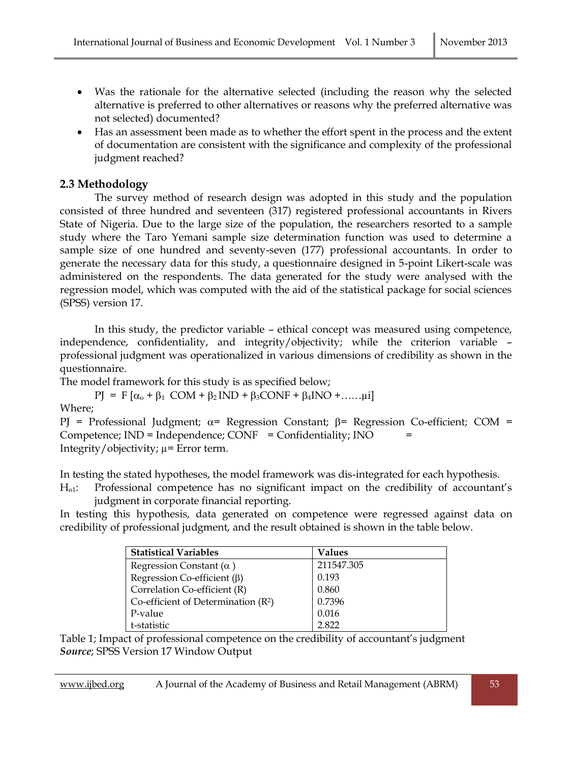- Was the rationale for the alternative selected (including the reason why the selected alternative is preferred to other alternatives or reasons why the preferred alternative was not selected) documented?
- Has an assessment been made as to whether the effort spent in the process and the extent of documentation are consistent with the significance and complexity of the professional judgment reached?

## 2.3 Methodology

The survey method of research design was adopted in this study and the population consisted of three hundred and seventeen (317) registered professional accountants in Rivers State of Nigeria. Due to the large size of the population, the researchers resorted to a sample study where the Taro Yemani sample size determination function was used to determine a sample size of one hundred and seventy-seven (177) professional accountants. In order to generate the necessary data for this study, a questionnaire designed in 5-point Likert-scale was administered on the respondents. The data generated for the study were analysed with the regression model, which was computed with the aid of the statistical package for social sciences (SPSS) version 17.

In this study, the predictor variable – ethical concept was measured using competence, independence, confidentiality, and integrity/objectivity; while the criterion variable – professional judgment was operationalized in various dimensions of credibility as shown in the questionnaire.

The model framework for this study is as specified below;

$$PJ = F[\alpha_o + \beta_1 COM + \beta_2 IND + \beta_3 CONF + \beta_4 INO + \ldots\ldots \mu i]$$

Where;

PJ = Professional Judgment; $\alpha$= Regression Constant; $\beta$= Regression Co-efficient; COM = Competence; IND = Independence; CONF = Confidentiality; INO = Integrity/objectivity; $\mu$= Error term.

In testing the stated hypotheses, the model framework was dis-integrated for each hypothesis.

$H_{o1}$: Professional competence has no significant impact on the credibility of accountant's judgment in corporate financial reporting.

In testing this hypothesis, data generated on competence were regressed against data on credibility of professional judgment, and the result obtained is shown in the table below.

| Statistical Variables | Values |
|---|---|
| Regression Constant ($\alpha$ ) | 211547.305 |
| Regression Co-efficient ($\beta$) | 0.193 |
| Correlation Co-efficient (R) | 0.860 |
| Co-efficient of Determination ($R^2$) | 0.7396 |
| P-value | 0.016 |
| t-statistic | 2.822 |

Table 1; Impact of professional competence on the credibility of accountant's judgment

***Source***; SPSS Version 17 Window Output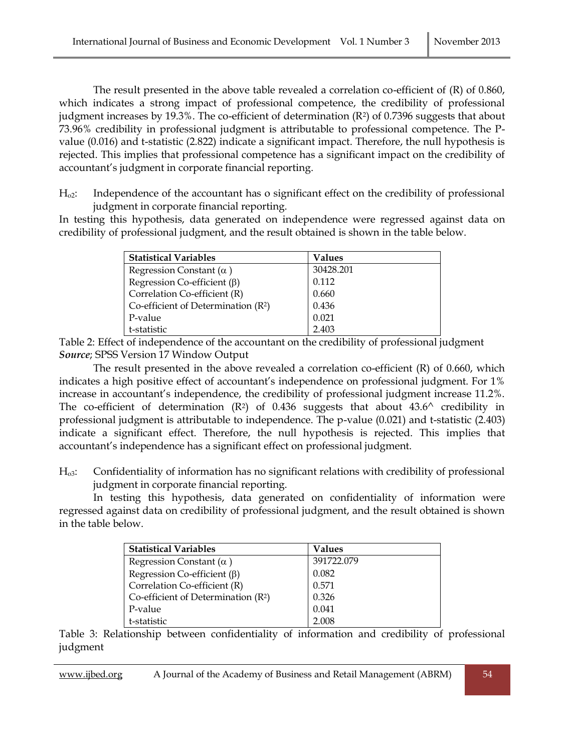The result presented in the above table revealed a correlation co-efficient of (R) of 0.860, which indicates a strong impact of professional competence, the credibility of professional judgment increases by 19.3%. The co-efficient of determination ($R^2$) of 0.7396 suggests that about 73.96% credibility in professional judgment is attributable to professional competence. The P-value (0.016) and t-statistic (2.822) indicate a significant impact. Therefore, the null hypothesis is rejected. This implies that professional competence has a significant impact on the credibility of accountant's judgment in corporate financial reporting.

$H_{o2}$: Independence of the accountant has o significant effect on the credibility of professional judgment in corporate financial reporting.

In testing this hypothesis, data generated on independence were regressed against data on credibility of professional judgment, and the result obtained is shown in the table below.

| Statistical Variables | Values |
|---|---|
| Regression Constant ($\alpha$ ) | 30428.201 |
| Regression Co-efficient ($\beta$) | 0.112 |
| Correlation Co-efficient (R) | 0.660 |
| Co-efficient of Determination ($R^2$) | 0.436 |
| P-value | 0.021 |
| t-statistic | 2.403 |

Table 2: Effect of independence of the accountant on the credibility of professional judgment
***Source***; SPSS Version 17 Window Output

The result presented in the above revealed a correlation co-efficient (R) of 0.660, which indicates a high positive effect of accountant's independence on professional judgment. For 1% increase in accountant's independence, the credibility of professional judgment increase 11.2%. The co-efficient of determination ($R^2$) of 0.436 suggests that about 43.6^ credibility in professional judgment is attributable to independence. The p-value (0.021) and t-statistic (2.403) indicate a significant effect. Therefore, the null hypothesis is rejected. This implies that accountant's independence has a significant effect on professional judgment.

$H_{o3}$: Confidentiality of information has no significant relations with credibility of professional judgment in corporate financial reporting.

In testing this hypothesis, data generated on confidentiality of information were regressed against data on credibility of professional judgment, and the result obtained is shown in the table below.

| Statistical Variables | Values |
|---|---|
| Regression Constant ($\alpha$ ) | 391722.079 |
| Regression Co-efficient ($\beta$) | 0.082 |
| Correlation Co-efficient (R) | 0.571 |
| Co-efficient of Determination ($R^2$) | 0.326 |
| P-value | 0.041 |
| t-statistic | 2.008 |

Table 3: Relationship between confidentiality of information and credibility of professional judgment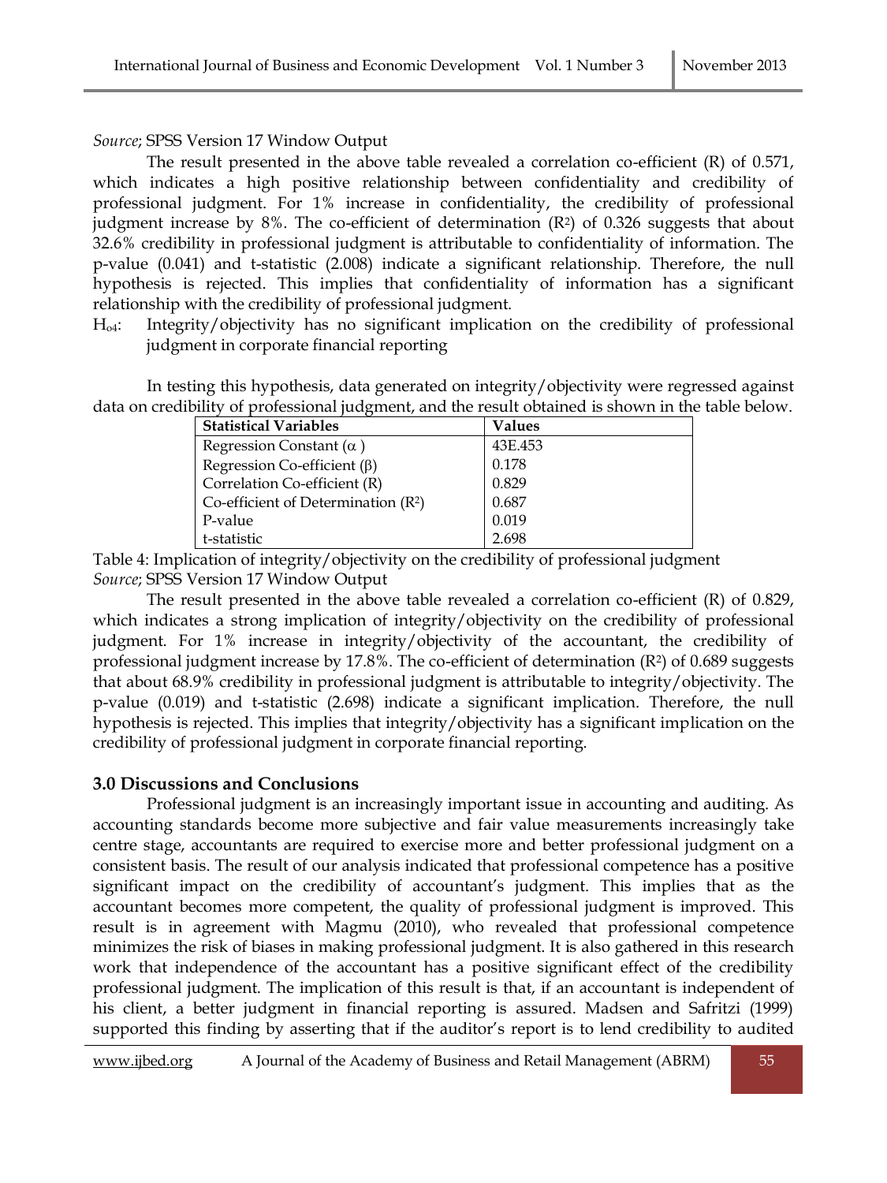*Source*; SPSS Version 17 Window Output

The result presented in the above table revealed a correlation co-efficient (R) of 0.571, which indicates a high positive relationship between confidentiality and credibility of professional judgment. For 1% increase in confidentiality, the credibility of professional judgment increase by 8%. The co-efficient of determination ($R^2$) of 0.326 suggests that about 32.6% credibility in professional judgment is attributable to confidentiality of information. The p-value (0.041) and t-statistic (2.008) indicate a significant relationship. Therefore, the null hypothesis is rejected. This implies that confidentiality of information has a significant relationship with the credibility of professional judgment.

$H_{o4}$: Integrity/objectivity has no significant implication on the credibility of professional judgment in corporate financial reporting

In testing this hypothesis, data generated on integrity/objectivity were regressed against data on credibility of professional judgment, and the result obtained is shown in the table below.

| **Statistical Variables** | **Values** |
|---|---|
| Regression Constant ($\alpha$ ) | 43E.453 |
| Regression Co-efficient ($\beta$) | 0.178 |
| Correlation Co-efficient (R) | 0.829 |
| Co-efficient of Determination ($R^2$) | 0.687 |
| P-value | 0.019 |
| t-statistic | 2.698 |

Table 4: Implication of integrity/objectivity on the credibility of professional judgment
*Source*; SPSS Version 17 Window Output

The result presented in the above table revealed a correlation co-efficient (R) of 0.829, which indicates a strong implication of integrity/objectivity on the credibility of professional judgment. For 1% increase in integrity/objectivity of the accountant, the credibility of professional judgment increase by 17.8%. The co-efficient of determination ($R^2$) of 0.689 suggests that about 68.9% credibility in professional judgment is attributable to integrity/objectivity. The p-value (0.019) and t-statistic (2.698) indicate a significant implication. Therefore, the null hypothesis is rejected. This implies that integrity/objectivity has a significant implication on the credibility of professional judgment in corporate financial reporting.

## 3.0 Discussions and Conclusions

Professional judgment is an increasingly important issue in accounting and auditing. As accounting standards become more subjective and fair value measurements increasingly take centre stage, accountants are required to exercise more and better professional judgment on a consistent basis. The result of our analysis indicated that professional competence has a positive significant impact on the credibility of accountant's judgment. This implies that as the accountant becomes more competent, the quality of professional judgment is improved. This result is in agreement with Magmu (2010), who revealed that professional competence minimizes the risk of biases in making professional judgment. It is also gathered in this research work that independence of the accountant has a positive significant effect of the credibility professional judgment. The implication of this result is that, if an accountant is independent of his client, a better judgment in financial reporting is assured. Madsen and Safritzi (1999) supported this finding by asserting that if the auditor's report is to lend credibility to audited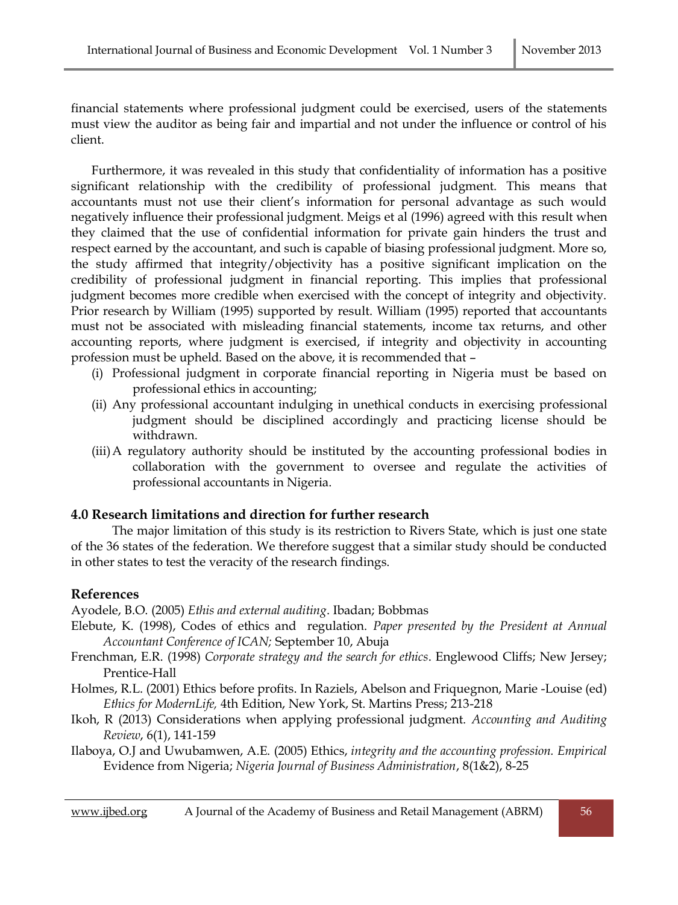financial statements where professional judgment could be exercised, users of the statements must view the auditor as being fair and impartial and not under the influence or control of his client.

Furthermore, it was revealed in this study that confidentiality of information has a positive significant relationship with the credibility of professional judgment. This means that accountants must not use their client's information for personal advantage as such would negatively influence their professional judgment. Meigs et al (1996) agreed with this result when they claimed that the use of confidential information for private gain hinders the trust and respect earned by the accountant, and such is capable of biasing professional judgment. More so, the study affirmed that integrity/objectivity has a positive significant implication on the credibility of professional judgment in financial reporting. This implies that professional judgment becomes more credible when exercised with the concept of integrity and objectivity. Prior research by William (1995) supported by result. William (1995) reported that accountants must not be associated with misleading financial statements, income tax returns, and other accounting reports, where judgment is exercised, if integrity and objectivity in accounting profession must be upheld. Based on the above, it is recommended that –

(i) Professional judgment in corporate financial reporting in Nigeria must be based on professional ethics in accounting;
(ii) Any professional accountant indulging in unethical conducts in exercising professional judgment should be disciplined accordingly and practicing license should be withdrawn.
(iii) A regulatory authority should be instituted by the accounting professional bodies in collaboration with the government to oversee and regulate the activities of professional accountants in Nigeria.

## 4.0 Research limitations and direction for further research

The major limitation of this study is its restriction to Rivers State, which is just one state of the 36 states of the federation. We therefore suggest that a similar study should be conducted in other states to test the veracity of the research findings.

## References

Ayodele, B.O. (2005) *Ethis and external auditing*. Ibadan; Bobbmas

Elebute, K. (1998), Codes of ethics and regulation. *Paper presented by the President at Annual Accountant Conference of ICAN;* September 10, Abuja

Frenchman, E.R. (1998) *Corporate strategy and the search for ethics*. Englewood Cliffs; New Jersey; Prentice-Hall

Holmes, R.L. (2001) Ethics before profits. In Raziels, Abelson and Friquegnon, Marie -Louise (ed) *Ethics for ModernLife,* 4th Edition, New York, St. Martins Press; 213-218

Ikoh, R (2013) Considerations when applying professional judgment. *Accounting and Auditing Review*, 6(1), 141-159

Ilaboya, O.J and Uwubamwen, A.E. (2005) Ethics, *integrity and the accounting profession. Empirical* Evidence from Nigeria; *Nigeria Journal of Business Administration*, 8(1&2), 8-25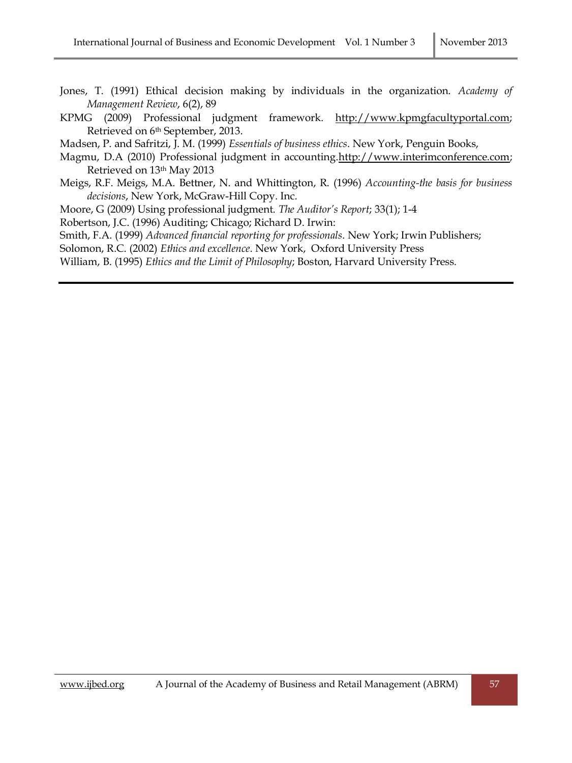Jones, T. (1991) Ethical decision making by individuals in the organization. *Academy of Management Review*, 6(2), 89

KPMG (2009) Professional judgment framework. http://www.kpmgfacultyportal.com; Retrieved on 6th September, 2013.

Madsen, P. and Safritzi, J. M. (1999) *Essentials of business ethics*. New York, Penguin Books,

Magmu, D.A (2010) Professional judgment in accounting.http://www.interimconference.com; Retrieved on 13th May 2013

Meigs, R.F. Meigs, M.A. Bettner, N. and Whittington, R. (1996) *Accounting-the basis for business decisions*, New York, McGraw-Hill Copy. Inc.

Moore, G (2009) Using professional judgment. *The Auditor's Report*; 33(1); 1-4

Robertson, J.C. (1996) Auditing; Chicago; Richard D. Irwin:

Smith, F.A. (1999) *Advanced financial reporting for professionals*. New York; Irwin Publishers;

Solomon, R.C. (2002) *Ethics and excellence*. New York, Oxford University Press

William, B. (1995) *Ethics and the Limit of Philosophy*; Boston, Harvard University Press.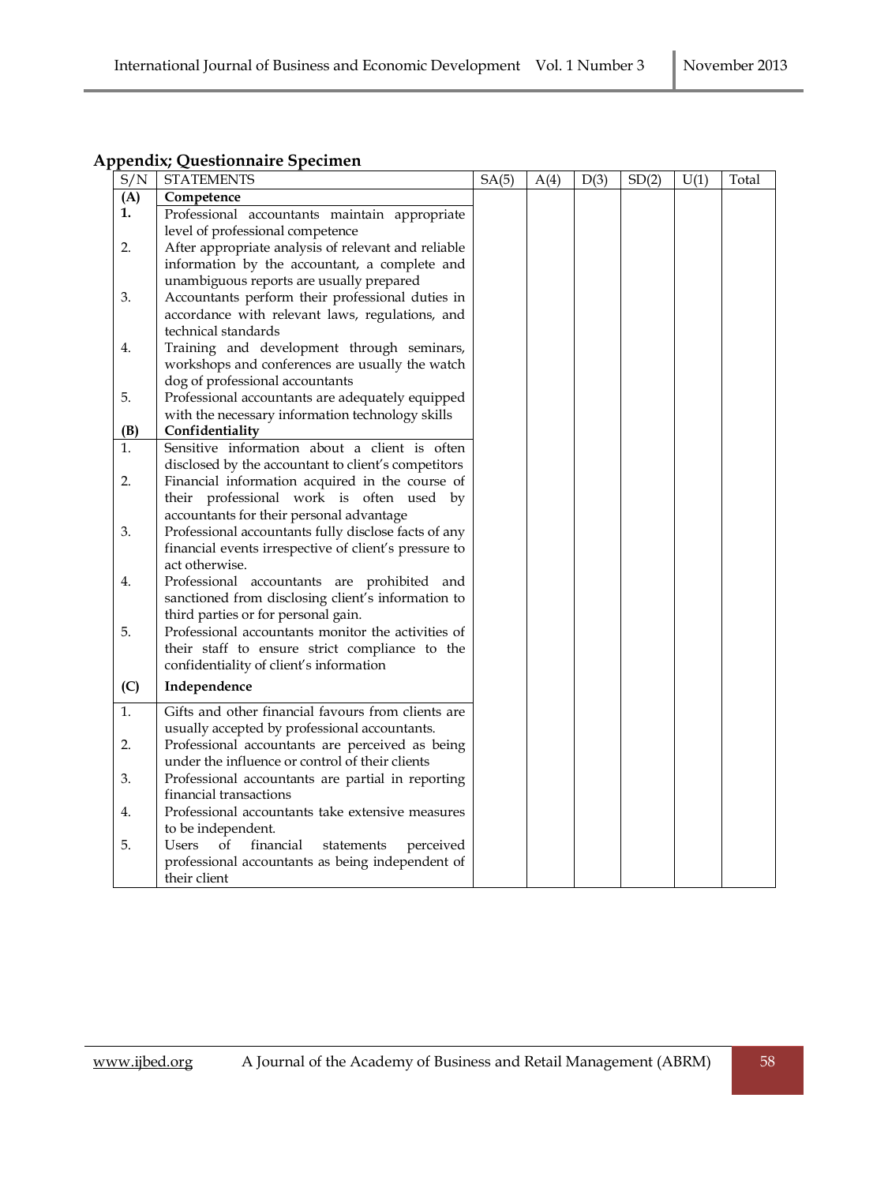**Appendix; Questionnaire Specimen**

| S/N | STATEMENTS | SA(5) | A(4) | D(3) | SD(2) | U(1) | Total |
|---|---|---|---|---|---|---|---|
| **(A)** | **Competence** | | | | | | |
| **1.** | Professional accountants maintain appropriate level of professional competence | | | | | | |
| 2. | After appropriate analysis of relevant and reliable information by the accountant, a complete and unambiguous reports are usually prepared | | | | | | |
| 3. | Accountants perform their professional duties in accordance with relevant laws, regulations, and technical standards | | | | | | |
| 4. | Training and development through seminars, workshops and conferences are usually the watch dog of professional accountants | | | | | | |
| 5. | Professional accountants are adequately equipped with the necessary information technology skills | | | | | | |
| **(B)** | **Confidentiality** | | | | | | |
| 1. | Sensitive information about a client is often disclosed by the accountant to client's competitors | | | | | | |
| 2. | Financial information acquired in the course of their professional work is often used by accountants for their personal advantage | | | | | | |
| 3. | Professional accountants fully disclose facts of any financial events irrespective of client's pressure to act otherwise. | | | | | | |
| 4. | Professional accountants are prohibited and sanctioned from disclosing client's information to third parties or for personal gain. | | | | | | |
| 5. | Professional accountants monitor the activities of their staff to ensure strict compliance to the confidentiality of client's information | | | | | | |
| **(C)** | **Independence** | | | | | | |
| 1. | Gifts and other financial favours from clients are usually accepted by professional accountants. | | | | | | |
| 2. | Professional accountants are perceived as being under the influence or control of their clients | | | | | | |
| 3. | Professional accountants are partial in reporting financial transactions | | | | | | |
| 4. | Professional accountants take extensive measures to be independent. | | | | | | |
| 5. | Users of financial statements perceived professional accountants as being independent of their client | | | | | | |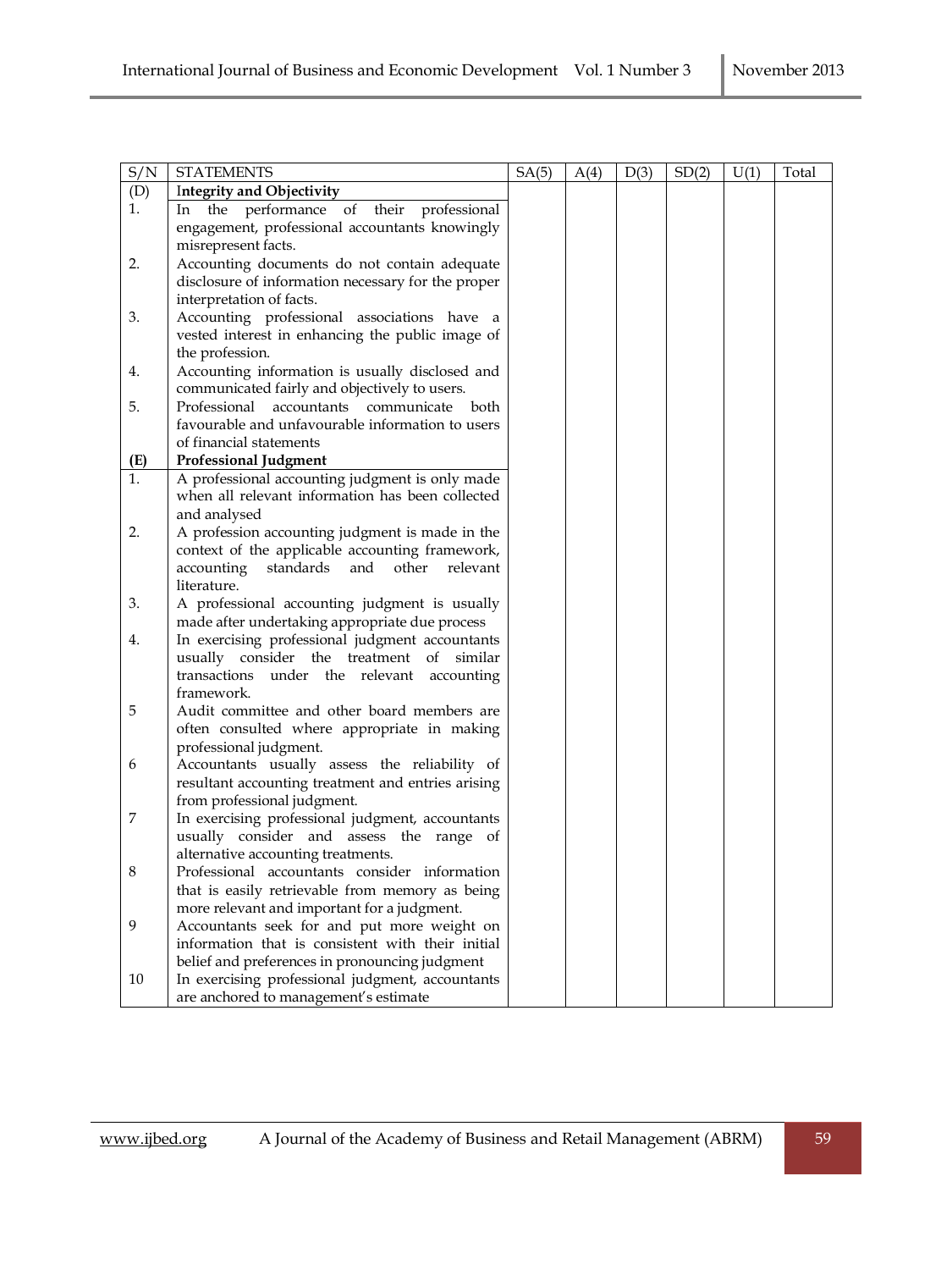| S/N | STATEMENTS | SA(5) | A(4) | D(3) | SD(2) | U(1) | Total |
|---|---|---|---|---|---|---|---|
| (D) | **Integrity and Objectivity** | | | | | | |
| 1. | In the performance of their professional engagement, professional accountants knowingly misrepresent facts. | | | | | | |
| 2. | Accounting documents do not contain adequate disclosure of information necessary for the proper interpretation of facts. | | | | | | |
| 3. | Accounting professional associations have a vested interest in enhancing the public image of the profession. | | | | | | |
| 4. | Accounting information is usually disclosed and communicated fairly and objectively to users. | | | | | | |
| 5. | Professional accountants communicate both favourable and unfavourable information to users of financial statements | | | | | | |
| **(E)** | **Professional Judgment** | | | | | | |
| 1. | A professional accounting judgment is only made when all relevant information has been collected and analysed | | | | | | |
| 2. | A profession accounting judgment is made in the context of the applicable accounting framework, accounting standards and other relevant literature. | | | | | | |
| 3. | A professional accounting judgment is usually made after undertaking appropriate due process | | | | | | |
| 4. | In exercising professional judgment accountants usually consider the treatment of similar transactions under the relevant accounting framework. | | | | | | |
| 5 | Audit committee and other board members are often consulted where appropriate in making professional judgment. | | | | | | |
| 6 | Accountants usually assess the reliability of resultant accounting treatment and entries arising from professional judgment. | | | | | | |
| 7 | In exercising professional judgment, accountants usually consider and assess the range of alternative accounting treatments. | | | | | | |
| 8 | Professional accountants consider information that is easily retrievable from memory as being more relevant and important for a judgment. | | | | | | |
| 9 | Accountants seek for and put more weight on information that is consistent with their initial belief and preferences in pronouncing judgment | | | | | | |
| 10 | In exercising professional judgment, accountants are anchored to management's estimate | | | | | | |